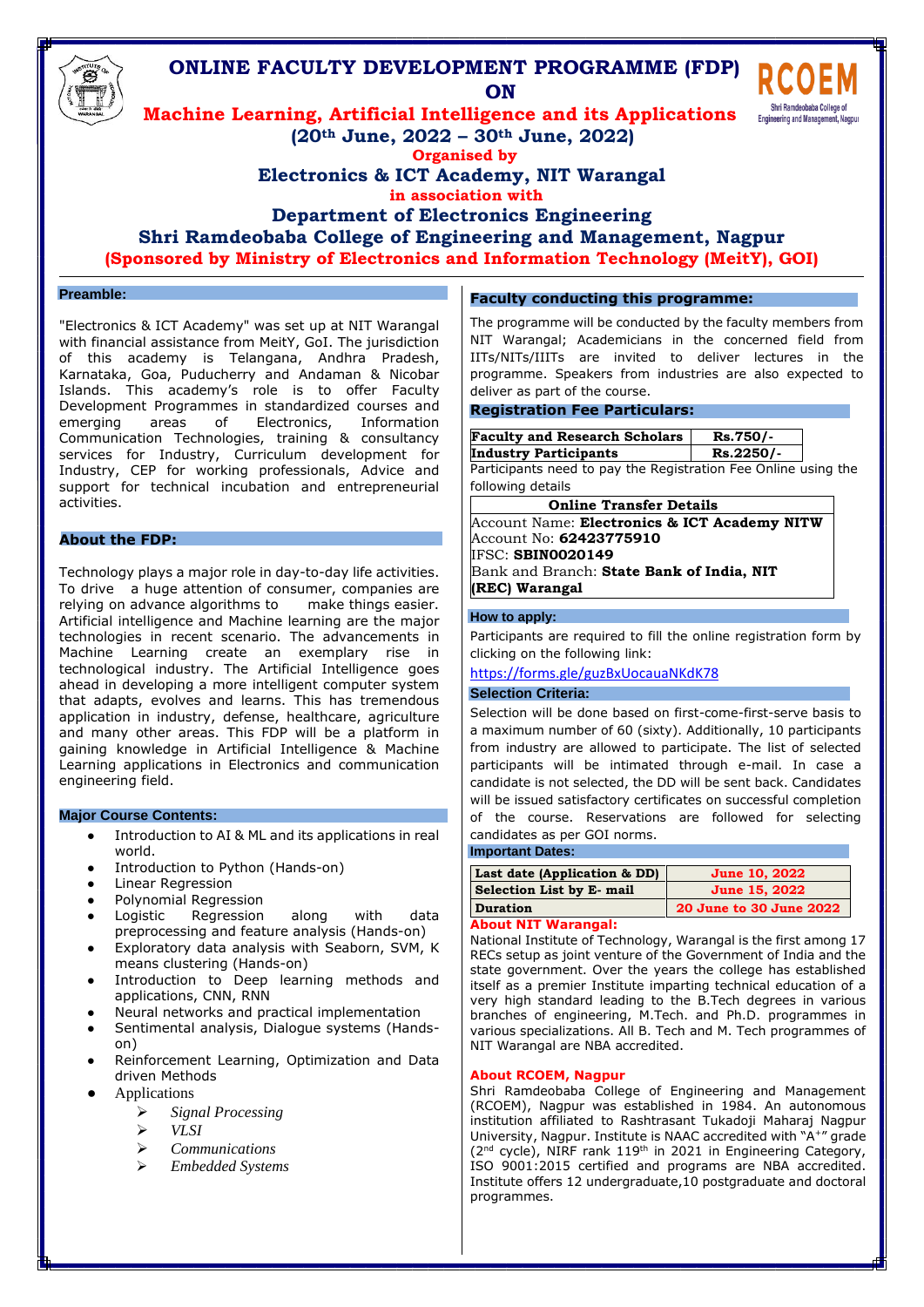# ONLINE FACULTY DEVELOPMENT PROGRAMME (FDP) ON

## Machine Learning, Artificial Intelligence and its Applications

**(20th June, 2022 – 30th June, 2022)**

**Organised by**

**Electronics & ICT Academy, NIT Warangal**

**in association with**

**Department of Electronics Engineering**

**Shri Ramdeobaba College of Engineering and Management, Nagpur**

**(Sponsored by Ministry of Electronics and Information Technology (MeitY), GOI)**

### Preamble:

"Electronics & ICT Academy" was set up at NIT Warangal with financial assistance from MeitY, GoI. The jurisdiction of this academy is Telangana, Andhra Pradesh, Karnataka, Goa, Puducherry and Andaman & Nicobar Islands. This academy's role is to offer Faculty Development Programmes in standardized courses and emerging areas of Electronics, Information Communication Technologies, training & consultancy services for Industry, Curriculum development for Industry, CEP for working professionals, Advice and support for technical incubation and entrepreneurial activities.

### About the FDP:

Technology plays a major role in day-to-day life activities. To drive a huge attention of consumer, companies are relying on advance algorithms to make things easier. Artificial intelligence and Machine learning are the major technologies in recent scenario. The advancements in Machine Learning create an exemplary rise in technological industry. The Artificial Intelligence goes ahead in developing a more intelligent computer system that adapts, evolves and learns. This has tremendous application in industry, defense, healthcare, agriculture and many other areas. This FDP will be a platform in gaining knowledge in Artificial Intelligence & Machine Learning applications in Electronics and communication engineering field.

### Major Course Contents:

- Introduction to AI & ML and its applications in real world.
- Introduction to Python (Hands-on)
- Linear Regression
- Polynomial Regression
- Logistic Regression along with data preprocessing and feature analysis (Hands-on)
- Exploratory data analysis with Seaborn, SVM, K means clustering (Hands-on)
- Introduction to Deep learning methods and applications, CNN, RNN
- Neural networks and practical implementation
- Sentimental analysis, Dialogue systems (Hands-on)
- Reinforcement Learning, Optimization and Data driven Methods
- Applications
  - *Signal Processing*
  - *VLSI*
  - *Communications*
  - *Embedded Systems*

### Faculty conducting this programme:

The programme will be conducted by the faculty members from NIT Warangal; Academicians in the concerned field from IITs/NITs/IIITs are invited to deliver lectures in the programme. Speakers from industries are also expected to deliver as part of the course.

### Registration Fee Particulars:

| Category | Fee |
|---|---|
| **Faculty and Research Scholars** | **Rs.750/-** |
| **Industry Participants** | **Rs.2250/-** |

Participants need to pay the Registration Fee Online using the following details

| **Online Transfer Details** |
|---|
| Account Name: **Electronics & ICT Academy NITW** |
| Account No: **62423775910** |
| IFSC: **SBIN0020149** |
| Bank and Branch: **State Bank of India, NIT (REC) Warangal** |

### How to apply:

Participants are required to fill the online registration form by clicking on the following link:

https://forms.gle/guzBxUocauaNKdK78

### Selection Criteria:

Selection will be done based on first-come-first-serve basis to a maximum number of 60 (sixty). Additionally, 10 participants from industry are allowed to participate. The list of selected participants will be intimated through e-mail. In case a candidate is not selected, the DD will be sent back. Candidates will be issued satisfactory certificates on successful completion of the course. Reservations are followed for selecting candidates as per GOI norms.

### Important Dates:

| Event | Date |
|---|---|
| **Last date (Application & DD)** | **June 10, 2022** |
| **Selection List by E- mail** | **June 15, 2022** |
| **Duration** | **20 June to 30 June 2022** |

### About NIT Warangal:

National Institute of Technology, Warangal is the first among 17 RECs setup as joint venture of the Government of India and the state government. Over the years the college has established itself as a premier Institute imparting technical education of a very high standard leading to the B.Tech degrees in various branches of engineering, M.Tech. and Ph.D. programmes in various specializations. All B. Tech and M. Tech programmes of NIT Warangal are NBA accredited.

### About RCOEM, Nagpur

Shri Ramdeobaba College of Engineering and Management (RCOEM), Nagpur was established in 1984. An autonomous institution affiliated to Rashtrasant Tukadoji Maharaj Nagpur University, Nagpur. Institute is NAAC accredited with "A+" grade (2nd cycle), NIRF rank 119th in 2021 in Engineering Category, ISO 9001:2015 certified and programs are NBA accredited. Institute offers 12 undergraduate,10 postgraduate and doctoral programmes.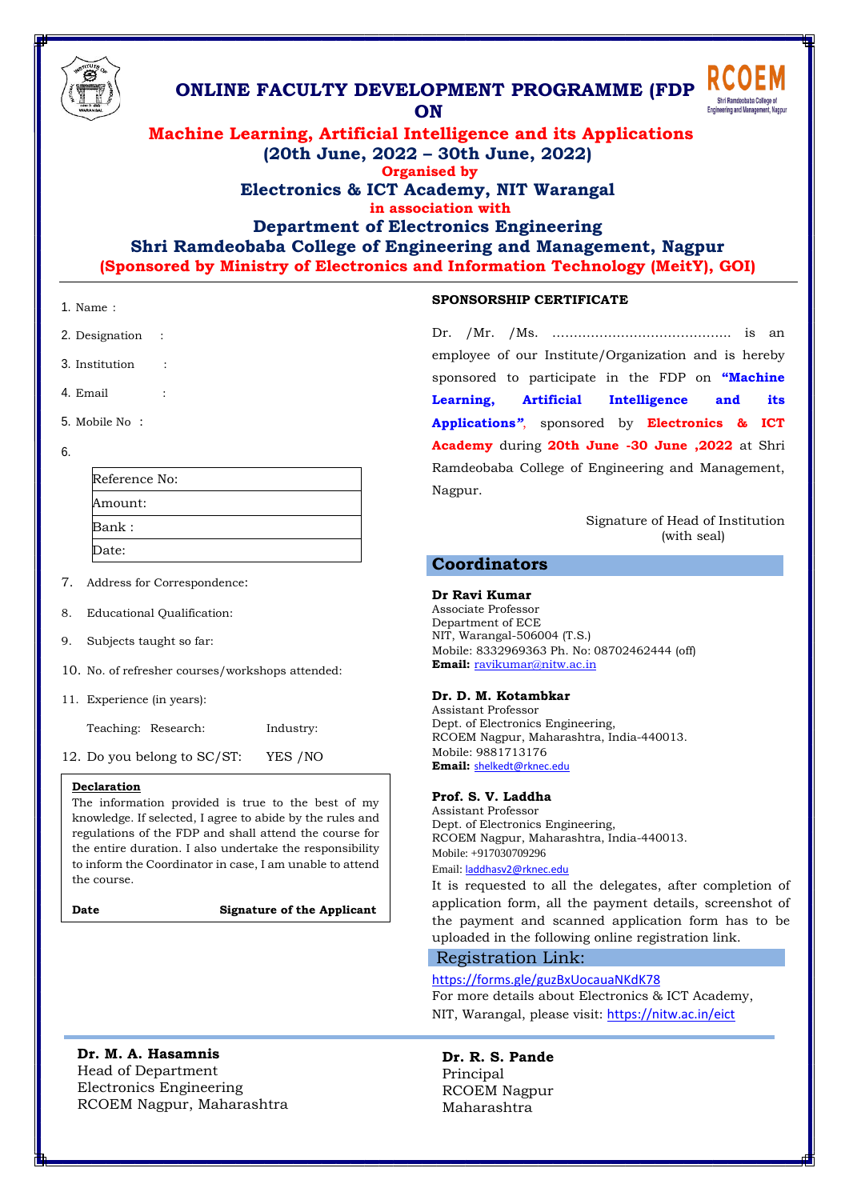# ONLINE FACULTY DEVELOPMENT PROGRAMME (FDP ON

## Machine Learning, Artificial Intelligence and its Applications

**(20th June, 2022 – 30th June, 2022)**

**Organised by**

**Electronics & ICT Academy, NIT Warangal**

**in association with**

**Department of Electronics Engineering**

**Shri Ramdeobaba College of Engineering and Management, Nagpur**

**(Sponsored by Ministry of Electronics and Information Technology (MeitY), GOI)**

1. Name :
2. Designation :
3. Institution :
4. Email :
5. Mobile No :
6.

| |
|---|
| Reference No: |
| Amount: |
| Bank : |
| Date: |

7. Address for Correspondence:
8. Educational Qualification:
9. Subjects taught so far:
10. No. of refresher courses/workshops attended:
11. Experience (in years):

    Teaching: Research: Industry:

12. Do you belong to SC/ST: YES /NO

**Declaration**

The information provided is true to the best of my knowledge. If selected, I agree to abide by the rules and regulations of the FDP and shall attend the course for the entire duration. I also undertake the responsibility to inform the Coordinator in case, I am unable to attend the course.

**Date** **Signature of the Applicant**

**SPONSORSHIP CERTIFICATE**

Dr. /Mr. /Ms. ………………………………….. is an employee of our Institute/Organization and is hereby sponsored to participate in the FDP on **"Machine Learning, Artificial Intelligence and its Applications"**, sponsored by **Electronics & ICT Academy** during **20th June -30 June ,2022** at Shri Ramdeobaba College of Engineering and Management, Nagpur.

Signature of Head of Institution
(with seal)

## Coordinators

**Dr Ravi Kumar**
Associate Professor
Department of ECE
NIT, Warangal-506004 (T.S.)
Mobile: 8332969363 Ph. No: 08702462444 (off)
**Email:** ravikumar@nitw.ac.in

**Dr. D. M. Kotambkar**
Assistant Professor
Dept. of Electronics Engineering,
RCOEM Nagpur, Maharashtra, India-440013.
Mobile: 9881713176
**Email:** shelkedt@rknec.edu

**Prof. S. V. Laddha**
Assistant Professor
Dept. of Electronics Engineering,
RCOEM Nagpur, Maharashtra, India-440013.
Mobile: +917030709296
Email: laddhasv2@rknec.edu

It is requested to all the delegates, after completion of application form, all the payment details, screenshot of the payment and scanned application form has to be uploaded in the following online registration link.

## Registration Link:

https://forms.gle/guzBxUocauaNKdK78

For more details about Electronics & ICT Academy, NIT, Warangal, please visit: https://nitw.ac.in/eict

**Dr. M. A. Hasamnis**
Head of Department
Electronics Engineering
RCOEM Nagpur, Maharashtra

**Dr. R. S. Pande**
Principal
RCOEM Nagpur
Maharashtra